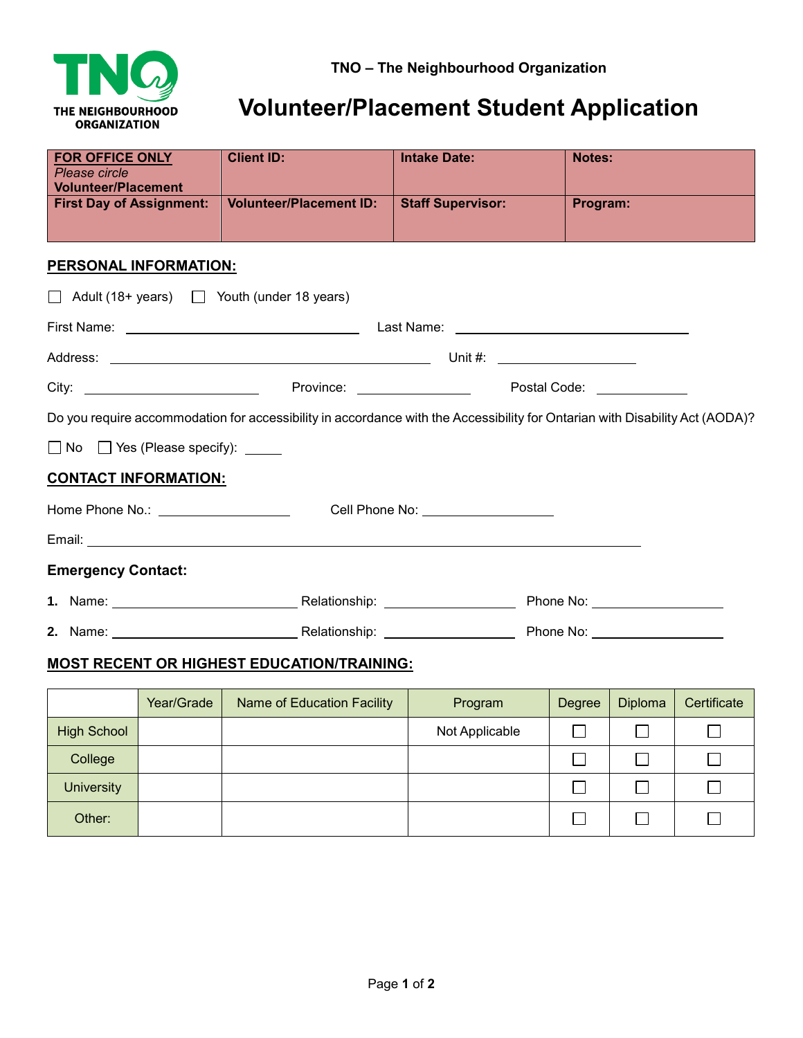TNO – The Neighbourhood Organization

# Volunteer/Placement Student Application

| **FOR OFFICE ONLY** *Please circle* **Volunteer/Placement** | **Client ID:** | **Intake Date:** | **Notes:** |
|---|---|---|---|
| **First Day of Assignment:** | **Volunteer/Placement ID:** | **Staff Supervisor:** | **Program:** |

## PERSONAL INFORMATION:

☐ Adult (18+ years) ☐ Youth (under 18 years)

First Name: ______________________ Last Name: ______________________

Address: ______________________________ Unit #: ____________

City: ________________ Province: __________ Postal Code: ________

Do you require accommodation for accessibility in accordance with the Accessibility for Ontarian with Disability Act (AODA)?

☐ No ☐ Yes (Please specify): _____

## CONTACT INFORMATION:

Home Phone No.: ____________ Cell Phone No: ____________

Email: ______________________________________________

### Emergency Contact:

**1.** Name: ________________ Relationship: ____________ Phone No: ____________

**2.** Name: ________________ Relationship: ____________ Phone No: ____________

## MOST RECENT OR HIGHEST EDUCATION/TRAINING:

| | Year/Grade | Name of Education Facility | Program | Degree | Diploma | Certificate |
|---|---|---|---|---|---|---|
| High School | | | Not Applicable | ☐ | ☐ | ☐ |
| College | | | | ☐ | ☐ | ☐ |
| University | | | | ☐ | ☐ | ☐ |
| Other: | | | | ☐ | ☐ | ☐ |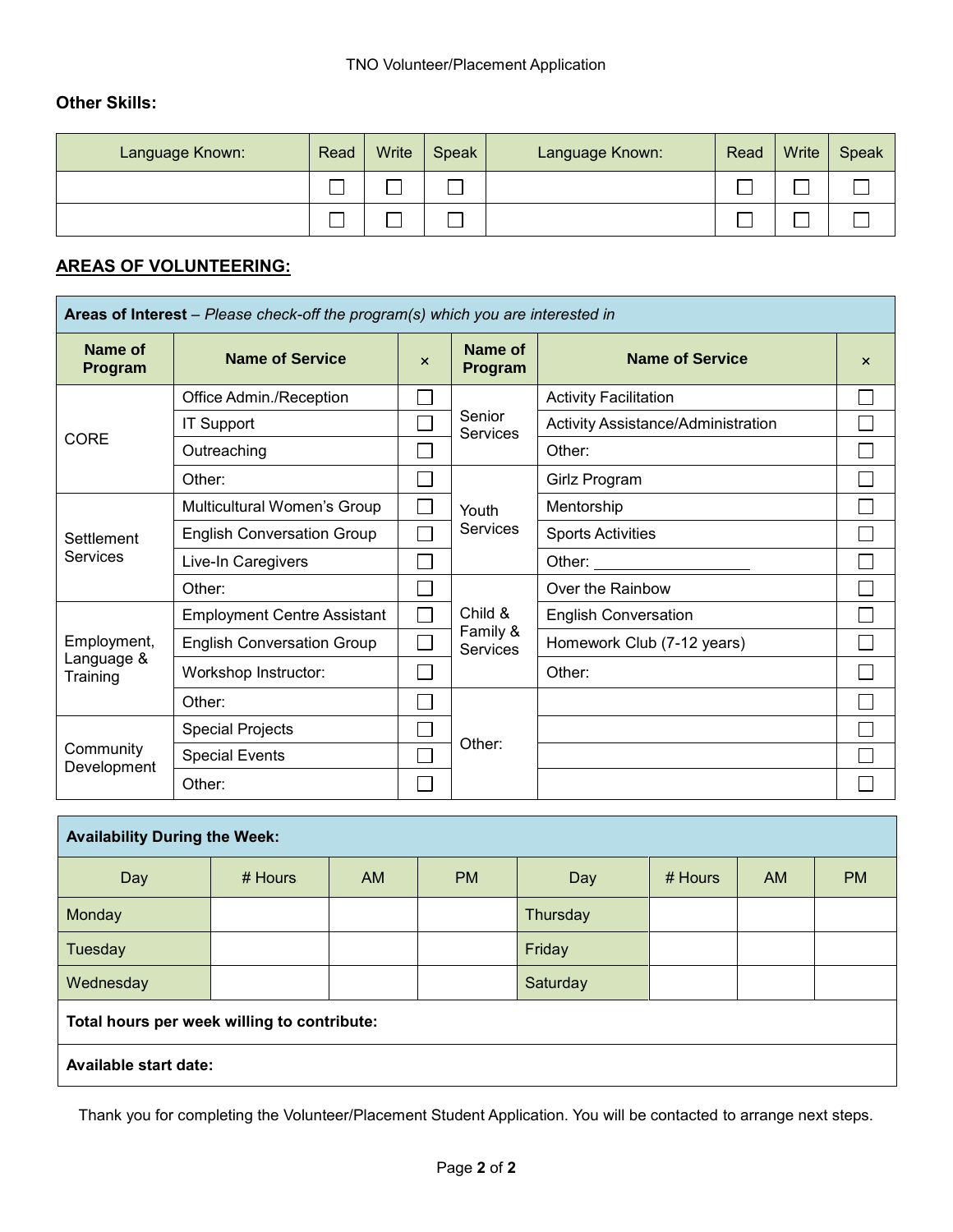### Other Skills:

| Language Known: | Read | Write | Speak | Language Known: | Read | Write | Speak |
|---|---|---|---|---|---|---|---|
| | ☐ | ☐ | ☐ | | ☐ | ☐ | ☐ |
| | ☐ | ☐ | ☐ | | ☐ | ☐ | ☐ |

## AREAS OF VOLUNTEERING:

**Areas of Interest** – *Please check-off the program(s) which you are interested in*

| Name of Program | Name of Service | × | Name of Program | Name of Service | × |
|---|---|---|---|---|---|
| CORE | Office Admin./Reception | ☐ | Senior Services | Activity Facilitation | ☐ |
| | IT Support | ☐ | | Activity Assistance/Administration | ☐ |
| | Outreaching | ☐ | | Other: | ☐ |
| | Other: | ☐ | Youth Services | Girlz Program | ☐ |
| Settlement Services | Multicultural Women's Group | ☐ | | Mentorship | ☐ |
| | English Conversation Group | ☐ | | Sports Activities | ☐ |
| | Live-In Caregivers | ☐ | | Other: ___________________ | ☐ |
| | Other: | ☐ | Child & Family & Services | Over the Rainbow | ☐ |
| Employment, Language & Training | Employment Centre Assistant | ☐ | | English Conversation | ☐ |
| | English Conversation Group | ☐ | | Homework Club (7-12 years) | ☐ |
| | Workshop Instructor: | ☐ | | Other: | ☐ |
| | Other: | ☐ | Other: | | ☐ |
| Community Development | Special Projects | ☐ | | | ☐ |
| | Special Events | ☐ | | | ☐ |
| | Other: | ☐ | | | ☐ |

**Availability During the Week:**

| Day | # Hours | AM | PM | Day | # Hours | AM | PM |
|---|---|---|---|---|---|---|---|
| Monday | | | | Thursday | | | |
| Tuesday | | | | Friday | | | |
| Wednesday | | | | Saturday | | | |

**Total hours per week willing to contribute:**

**Available start date:**

Thank you for completing the Volunteer/Placement Student Application. You will be contacted to arrange next steps.